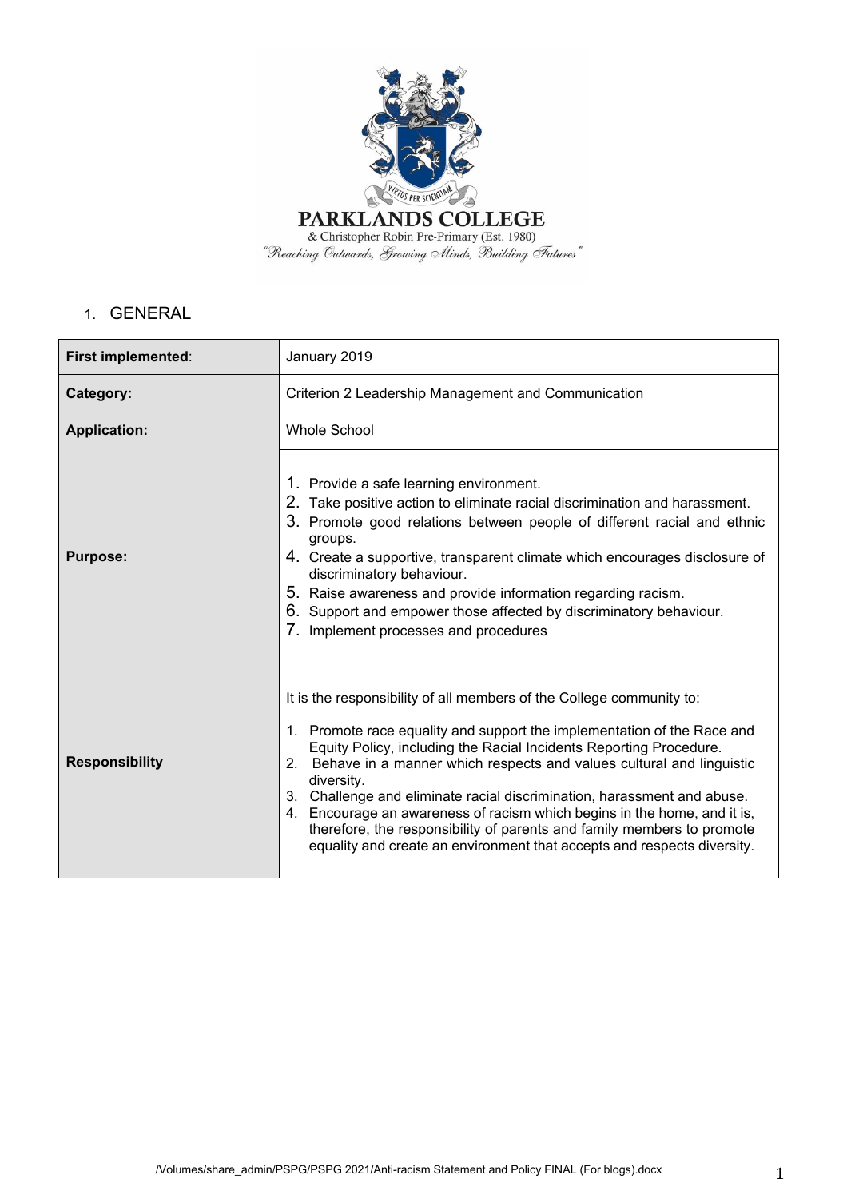PARKLANDS COLLEGE

& Christopher Robin Pre-Primary (Est. 1980)

*"Reaching Outwards, Growing Minds, Building Futures"*

## 1. GENERAL

| | |
|---|---|
| **First implemented**: | January 2019 |
| **Category:** | Criterion 2 Leadership Management and Communication |
| **Application:** | Whole School |
| **Purpose:** | 1. Provide a safe learning environment.<br>2. Take positive action to eliminate racial discrimination and harassment.<br>3. Promote good relations between people of different racial and ethnic groups.<br>4. Create a supportive, transparent climate which encourages disclosure of discriminatory behaviour.<br>5. Raise awareness and provide information regarding racism.<br>6. Support and empower those affected by discriminatory behaviour.<br>7. Implement processes and procedures |
| **Responsibility** | It is the responsibility of all members of the College community to:<br><br>1. Promote race equality and support the implementation of the Race and Equity Policy, including the Racial Incidents Reporting Procedure.<br>2. Behave in a manner which respects and values cultural and linguistic diversity.<br>3. Challenge and eliminate racial discrimination, harassment and abuse.<br>4. Encourage an awareness of racism which begins in the home, and it is, therefore, the responsibility of parents and family members to promote equality and create an environment that accepts and respects diversity. |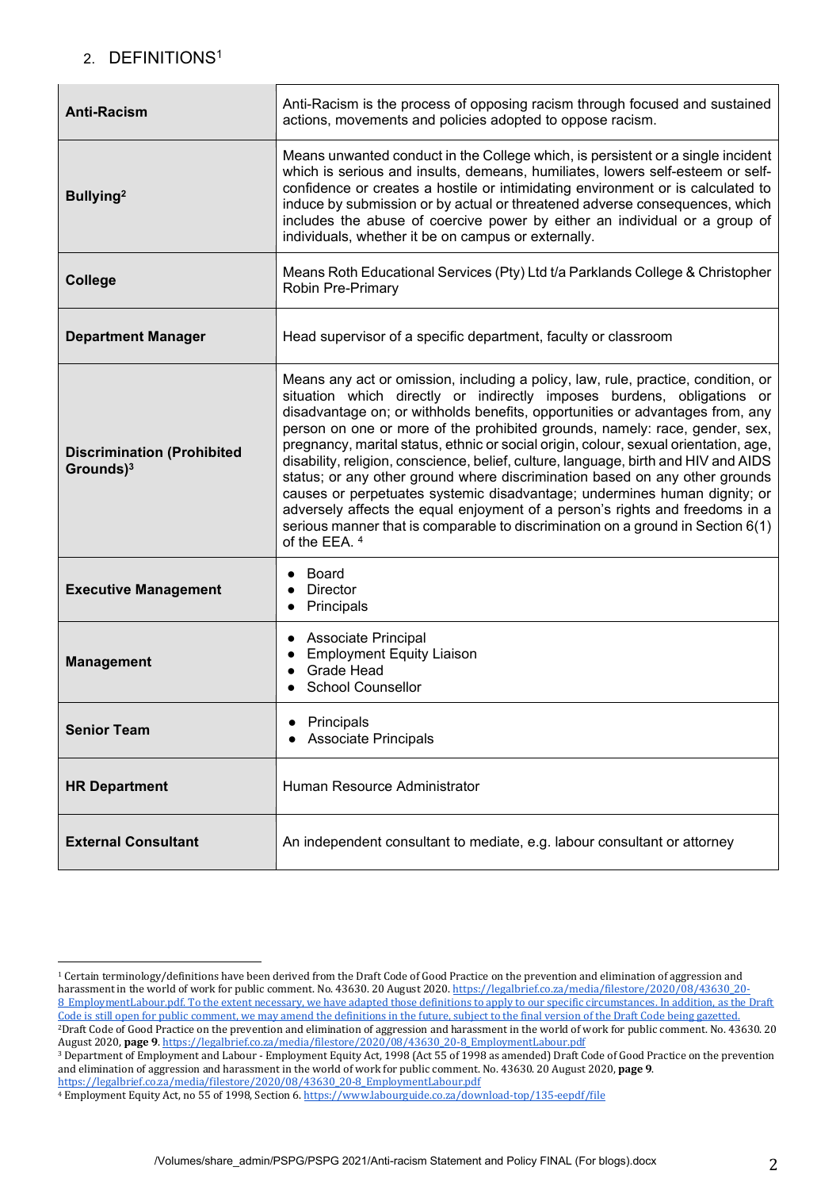## 2. DEFINITIONS[1]

| | |
|---|---|
| **Anti-Racism** | Anti-Racism is the process of opposing racism through focused and sustained actions, movements and policies adopted to oppose racism. |
| **Bullying**[2] | Means unwanted conduct in the College which, is persistent or a single incident which is serious and insults, demeans, humiliates, lowers self-esteem or self-confidence or creates a hostile or intimidating environment or is calculated to induce by submission or by actual or threatened adverse consequences, which includes the abuse of coercive power by either an individual or a group of individuals, whether it be on campus or externally. |
| **College** | Means Roth Educational Services (Pty) Ltd t/a Parklands College & Christopher Robin Pre-Primary |
| **Department Manager** | Head supervisor of a specific department, faculty or classroom |
| **Discrimination (Prohibited Grounds)**[3] | Means any act or omission, including a policy, law, rule, practice, condition, or situation which directly or indirectly imposes burdens, obligations or disadvantage on; or withholds benefits, opportunities or advantages from, any person on one or more of the prohibited grounds, namely: race, gender, sex, pregnancy, marital status, ethnic or social origin, colour, sexual orientation, age, disability, religion, conscience, belief, culture, language, birth and HIV and AIDS status; or any other ground where discrimination based on any other grounds causes or perpetuates systemic disadvantage; undermines human dignity; or adversely affects the equal enjoyment of a person's rights and freedoms in a serious manner that is comparable to discrimination on a ground in Section 6(1) of the EEA. [4] |
| **Executive Management** | • Board<br>• Director<br>• Principals |
| **Management** | • Associate Principal<br>• Employment Equity Liaison<br>• Grade Head<br>• School Counsellor |
| **Senior Team** | • Principals<br>• Associate Principals |
| **HR Department** | Human Resource Administrator |
| **External Consultant** | An independent consultant to mediate, e.g. labour consultant or attorney |

---

[1] Certain terminology/definitions have been derived from the Draft Code of Good Practice on the prevention and elimination of aggression and harassment in the world of work for public comment. No. 43630. 20 August 2020. https://legalbrief.co.za/media/filestore/2020/08/43630_20-8_EmploymentLabour.pdf. To the extent necessary, we have adapted those definitions to apply to our specific circumstances. In addition, as the Draft Code is still open for public comment, we may amend the definitions in the future, subject to the final version of the Draft Code being gazetted.

[2] Draft Code of Good Practice on the prevention and elimination of aggression and harassment in the world of work for public comment. No. 43630. 20 August 2020, **page 9**. https://legalbrief.co.za/media/filestore/2020/08/43630_20-8_EmploymentLabour.pdf

[3] Department of Employment and Labour - Employment Equity Act, 1998 (Act 55 of 1998 as amended) Draft Code of Good Practice on the prevention and elimination of aggression and harassment in the world of work for public comment. No. 43630. 20 August 2020, **page 9**. https://legalbrief.co.za/media/filestore/2020/08/43630_20-8_EmploymentLabour.pdf

[4] Employment Equity Act, no 55 of 1998, Section 6. https://www.labourguide.co.za/download-top/135-eepdf/file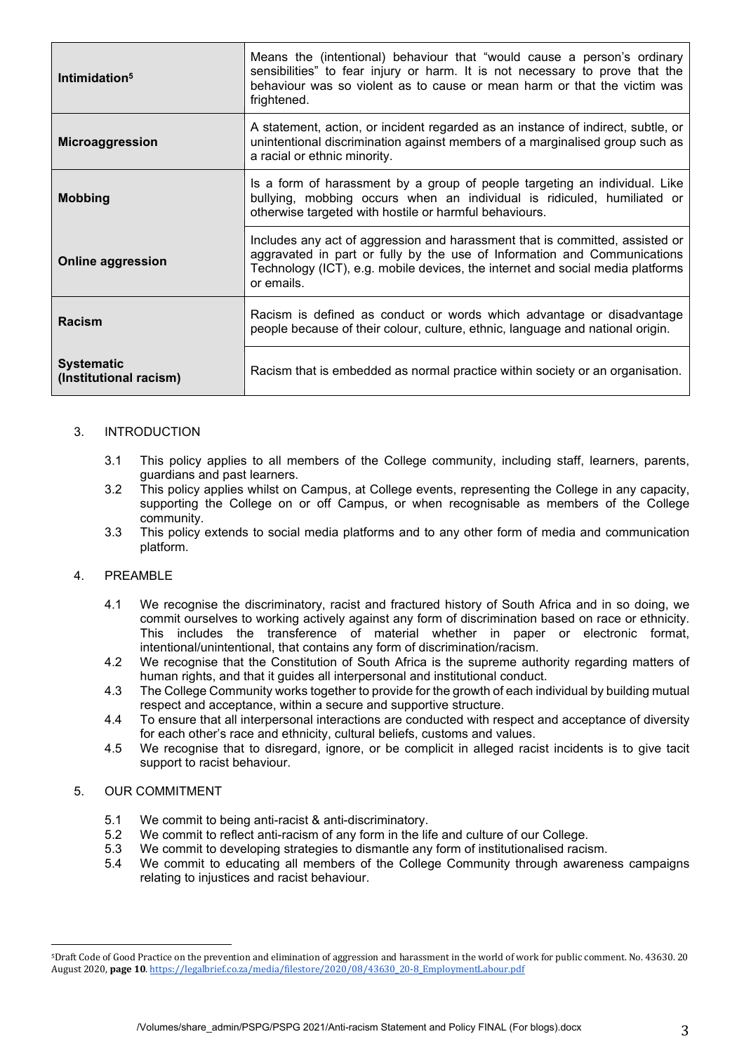| | |
|---|---|
| **Intimidation**[5] | Means the (intentional) behaviour that "would cause a person's ordinary sensibilities" to fear injury or harm. It is not necessary to prove that the behaviour was so violent as to cause or mean harm or that the victim was frightened. |
| **Microaggression** | A statement, action, or incident regarded as an instance of indirect, subtle, or unintentional discrimination against members of a marginalised group such as a racial or ethnic minority. |
| **Mobbing** | Is a form of harassment by a group of people targeting an individual. Like bullying, mobbing occurs when an individual is ridiculed, humiliated or otherwise targeted with hostile or harmful behaviours. |
| **Online aggression** | Includes any act of aggression and harassment that is committed, assisted or aggravated in part or fully by the use of Information and Communications Technology (ICT), e.g. mobile devices, the internet and social media platforms or emails. |
| **Racism** | Racism is defined as conduct or words which advantage or disadvantage people because of their colour, culture, ethnic, language and national origin. |
| **Systematic (Institutional racism)** | Racism that is embedded as normal practice within society or an organisation. |

## 3. INTRODUCTION

3.1 This policy applies to all members of the College community, including staff, learners, parents, guardians and past learners.

3.2 This policy applies whilst on Campus, at College events, representing the College in any capacity, supporting the College on or off Campus, or when recognisable as members of the College community.

3.3 This policy extends to social media platforms and to any other form of media and communication platform.

## 4. PREAMBLE

4.1 We recognise the discriminatory, racist and fractured history of South Africa and in so doing, we commit ourselves to working actively against any form of discrimination based on race or ethnicity. This includes the transference of material whether in paper or electronic format, intentional/unintentional, that contains any form of discrimination/racism.

4.2 We recognise that the Constitution of South Africa is the supreme authority regarding matters of human rights, and that it guides all interpersonal and institutional conduct.

4.3 The College Community works together to provide for the growth of each individual by building mutual respect and acceptance, within a secure and supportive structure.

4.4 To ensure that all interpersonal interactions are conducted with respect and acceptance of diversity for each other's race and ethnicity, cultural beliefs, customs and values.

4.5 We recognise that to disregard, ignore, or be complicit in alleged racist incidents is to give tacit support to racist behaviour.

## 5. OUR COMMITMENT

5.1 We commit to being anti-racist & anti-discriminatory.

5.2 We commit to reflect anti-racism of any form in the life and culture of our College.

5.3 We commit to developing strategies to dismantle any form of institutionalised racism.

5.4 We commit to educating all members of the College Community through awareness campaigns relating to injustices and racist behaviour.

---

[5] Draft Code of Good Practice on the prevention and elimination of aggression and harassment in the world of work for public comment. No. 43630. 20 August 2020, **page 10**. https://legalbrief.co.za/media/filestore/2020/08/43630_20-8_EmploymentLabour.pdf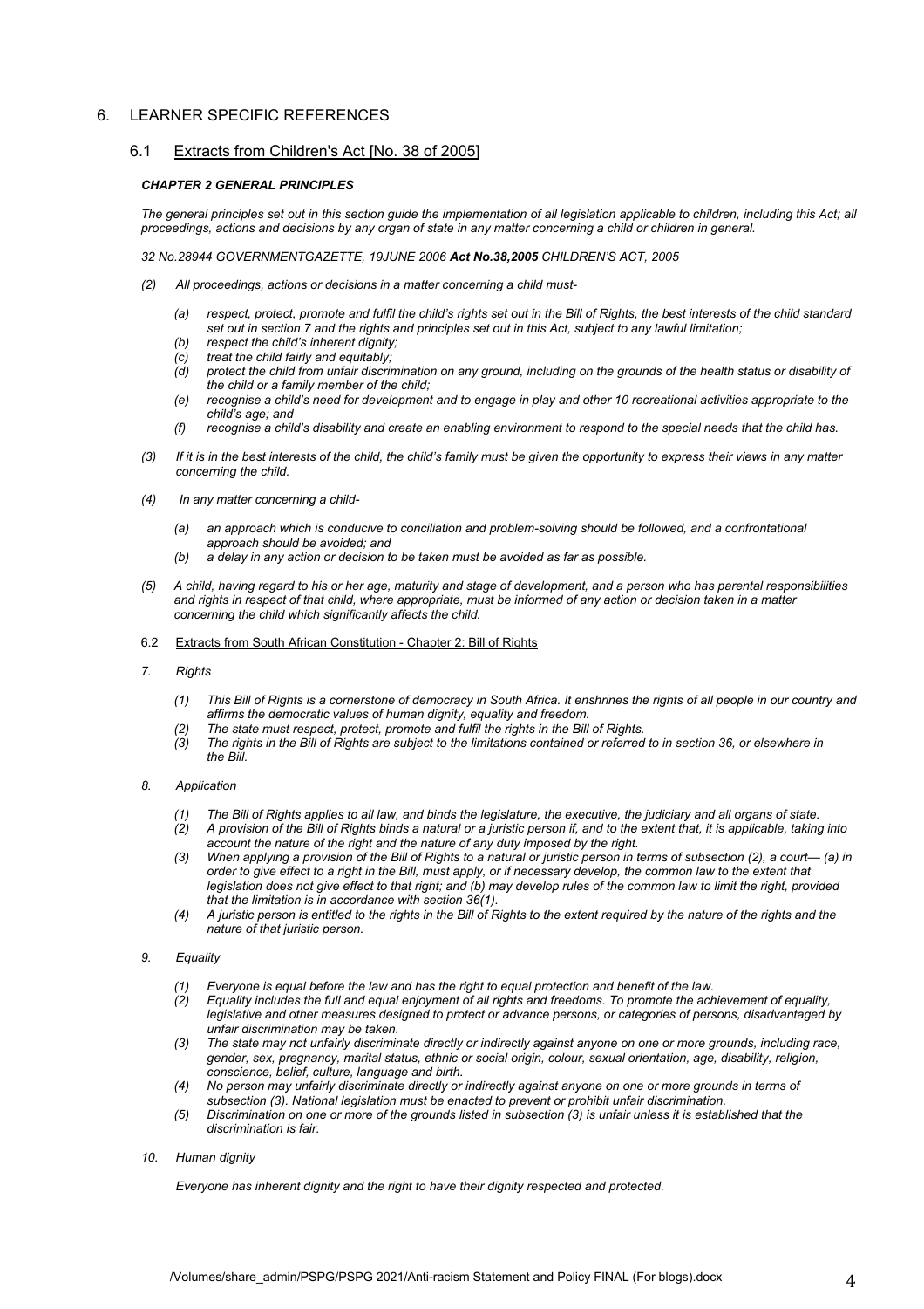## 6. LEARNER SPECIFIC REFERENCES

### 6.1 Extracts from Children's Act [No. 38 of 2005]

***CHAPTER 2 GENERAL PRINCIPLES***

*The general principles set out in this section guide the implementation of all legislation applicable to children, including this Act; all proceedings, actions and decisions by any organ of state in any matter concerning a child or children in general.*

*32 No.28944 GOVERNMENTGAZETTE, 19JUNE 2006* ***Act No.38,2005*** *CHILDREN'S ACT, 2005*

*(2) All proceedings, actions or decisions in a matter concerning a child must-*

- *(a) respect, protect, promote and fulfil the child's rights set out in the Bill of Rights, the best interests of the child standard set out in section 7 and the rights and principles set out in this Act, subject to any lawful limitation;*
- *(b) respect the child's inherent dignity;*
- *(c) treat the child fairly and equitably;*
- *(d) protect the child from unfair discrimination on any ground, including on the grounds of the health status or disability of the child or a family member of the child;*
- *(e) recognise a child's need for development and to engage in play and other 10 recreational activities appropriate to the child's age; and*
- *(f) recognise a child's disability and create an enabling environment to respond to the special needs that the child has.*

*(3) If it is in the best interests of the child, the child's family must be given the opportunity to express their views in any matter concerning the child.*

*(4) In any matter concerning a child-*

- *(a) an approach which is conducive to conciliation and problem-solving should be followed, and a confrontational approach should be avoided; and*
- *(b) a delay in any action or decision to be taken must be avoided as far as possible.*

*(5) A child, having regard to his or her age, maturity and stage of development, and a person who has parental responsibilities and rights in respect of that child, where appropriate, must be informed of any action or decision taken in a matter concerning the child which significantly affects the child.*

### 6.2 Extracts from South African Constitution - Chapter 2: Bill of Rights

*7. Rights*

- *(1) This Bill of Rights is a cornerstone of democracy in South Africa. It enshrines the rights of all people in our country and affirms the democratic values of human dignity, equality and freedom.*
- *(2) The state must respect, protect, promote and fulfil the rights in the Bill of Rights.*
- *(3) The rights in the Bill of Rights are subject to the limitations contained or referred to in section 36, or elsewhere in the Bill.*

*8. Application*

- *(1) The Bill of Rights applies to all law, and binds the legislature, the executive, the judiciary and all organs of state.*
- *(2) A provision of the Bill of Rights binds a natural or a juristic person if, and to the extent that, it is applicable, taking into account the nature of the right and the nature of any duty imposed by the right.*
- *(3) When applying a provision of the Bill of Rights to a natural or juristic person in terms of subsection (2), a court— (a) in order to give effect to a right in the Bill, must apply, or if necessary develop, the common law to the extent that legislation does not give effect to that right; and (b) may develop rules of the common law to limit the right, provided that the limitation is in accordance with section 36(1).*
- *(4) A juristic person is entitled to the rights in the Bill of Rights to the extent required by the nature of the rights and the nature of that juristic person.*

*9. Equality*

- *(1) Everyone is equal before the law and has the right to equal protection and benefit of the law.*
- *(2) Equality includes the full and equal enjoyment of all rights and freedoms. To promote the achievement of equality, legislative and other measures designed to protect or advance persons, or categories of persons, disadvantaged by unfair discrimination may be taken.*
- *(3) The state may not unfairly discriminate directly or indirectly against anyone on one or more grounds, including race, gender, sex, pregnancy, marital status, ethnic or social origin, colour, sexual orientation, age, disability, religion, conscience, belief, culture, language and birth.*
- *(4) No person may unfairly discriminate directly or indirectly against anyone on one or more grounds in terms of subsection (3). National legislation must be enacted to prevent or prohibit unfair discrimination.*
- *(5) Discrimination on one or more of the grounds listed in subsection (3) is unfair unless it is established that the discrimination is fair.*

*10. Human dignity*

*Everyone has inherent dignity and the right to have their dignity respected and protected.*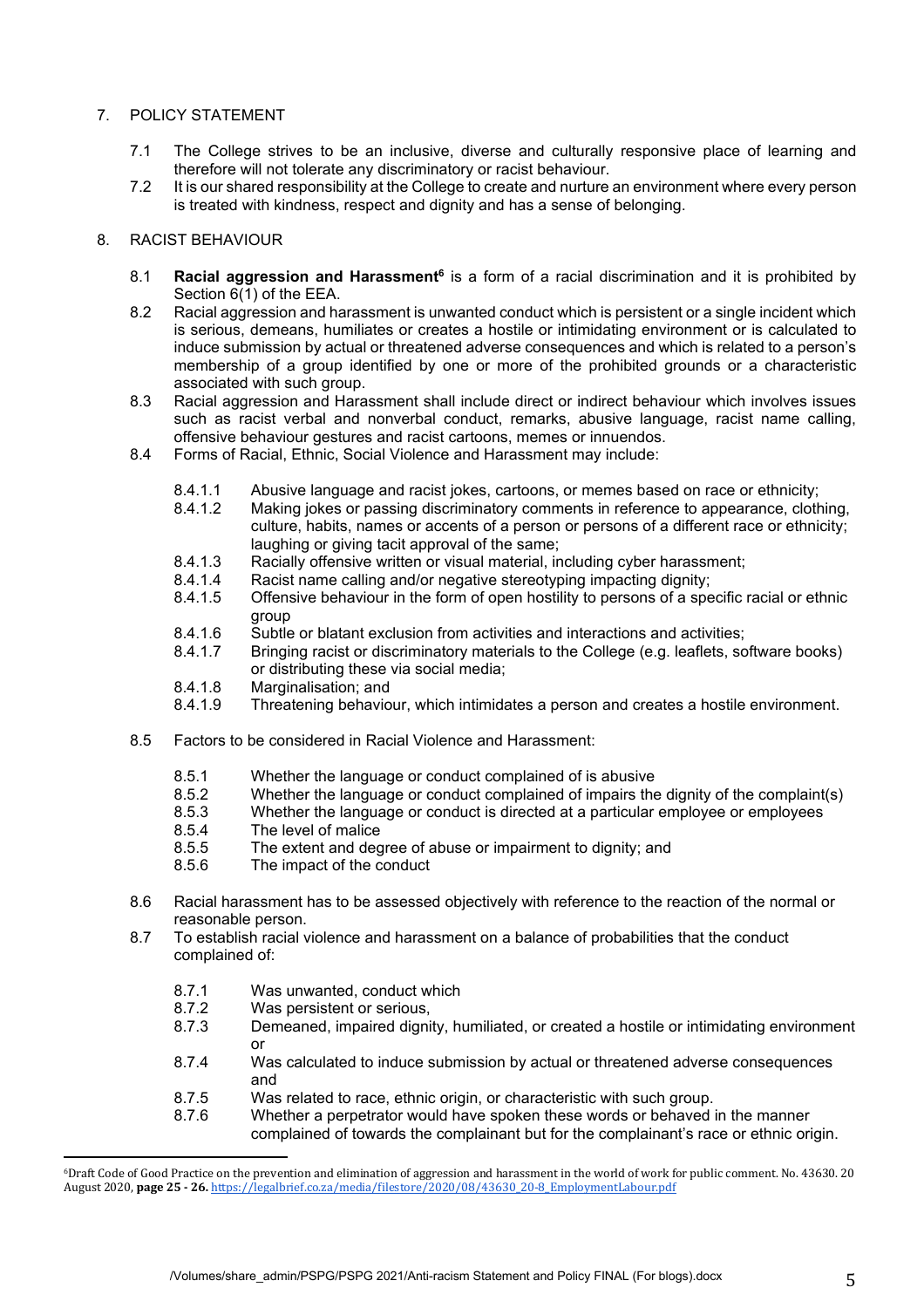7. POLICY STATEMENT

7.1 The College strives to be an inclusive, diverse and culturally responsive place of learning and therefore will not tolerate any discriminatory or racist behaviour.

7.2 It is our shared responsibility at the College to create and nurture an environment where every person is treated with kindness, respect and dignity and has a sense of belonging.

8. RACIST BEHAVIOUR

8.1 **Racial aggression and Harassment**[6] is a form of a racial discrimination and it is prohibited by Section 6(1) of the EEA.

8.2 Racial aggression and harassment is unwanted conduct which is persistent or a single incident which is serious, demeans, humiliates or creates a hostile or intimidating environment or is calculated to induce submission by actual or threatened adverse consequences and which is related to a person's membership of a group identified by one or more of the prohibited grounds or a characteristic associated with such group.

8.3 Racial aggression and Harassment shall include direct or indirect behaviour which involves issues such as racist verbal and nonverbal conduct, remarks, abusive language, racist name calling, offensive behaviour gestures and racist cartoons, memes or innuendos.

8.4 Forms of Racial, Ethnic, Social Violence and Harassment may include:

8.4.1.1 Abusive language and racist jokes, cartoons, or memes based on race or ethnicity;

8.4.1.2 Making jokes or passing discriminatory comments in reference to appearance, clothing, culture, habits, names or accents of a person or persons of a different race or ethnicity; laughing or giving tacit approval of the same;

8.4.1.3 Racially offensive written or visual material, including cyber harassment;

8.4.1.4 Racist name calling and/or negative stereotyping impacting dignity;

8.4.1.5 Offensive behaviour in the form of open hostility to persons of a specific racial or ethnic group

8.4.1.6 Subtle or blatant exclusion from activities and interactions and activities;

8.4.1.7 Bringing racist or discriminatory materials to the College (e.g. leaflets, software books) or distributing these via social media;

8.4.1.8 Marginalisation; and

8.4.1.9 Threatening behaviour, which intimidates a person and creates a hostile environment.

8.5 Factors to be considered in Racial Violence and Harassment:

8.5.1 Whether the language or conduct complained of is abusive

8.5.2 Whether the language or conduct complained of impairs the dignity of the complaint(s)

8.5.3 Whether the language or conduct is directed at a particular employee or employees

8.5.4 The level of malice

8.5.5 The extent and degree of abuse or impairment to dignity; and

8.5.6 The impact of the conduct

8.6 Racial harassment has to be assessed objectively with reference to the reaction of the normal or reasonable person.

8.7 To establish racial violence and harassment on a balance of probabilities that the conduct complained of:

8.7.1 Was unwanted, conduct which

8.7.2 Was persistent or serious,

8.7.3 Demeaned, impaired dignity, humiliated, or created a hostile or intimidating environment or

8.7.4 Was calculated to induce submission by actual or threatened adverse consequences and

8.7.5 Was related to race, ethnic origin, or characteristic with such group.

8.7.6 Whether a perpetrator would have spoken these words or behaved in the manner complained of towards the complainant but for the complainant's race or ethnic origin.

---

[6] Draft Code of Good Practice on the prevention and elimination of aggression and harassment in the world of work for public comment. No. 43630. 20 August 2020, **page 25 - 26.** https://legalbrief.co.za/media/filestore/2020/08/43630_20-8_EmploymentLabour.pdf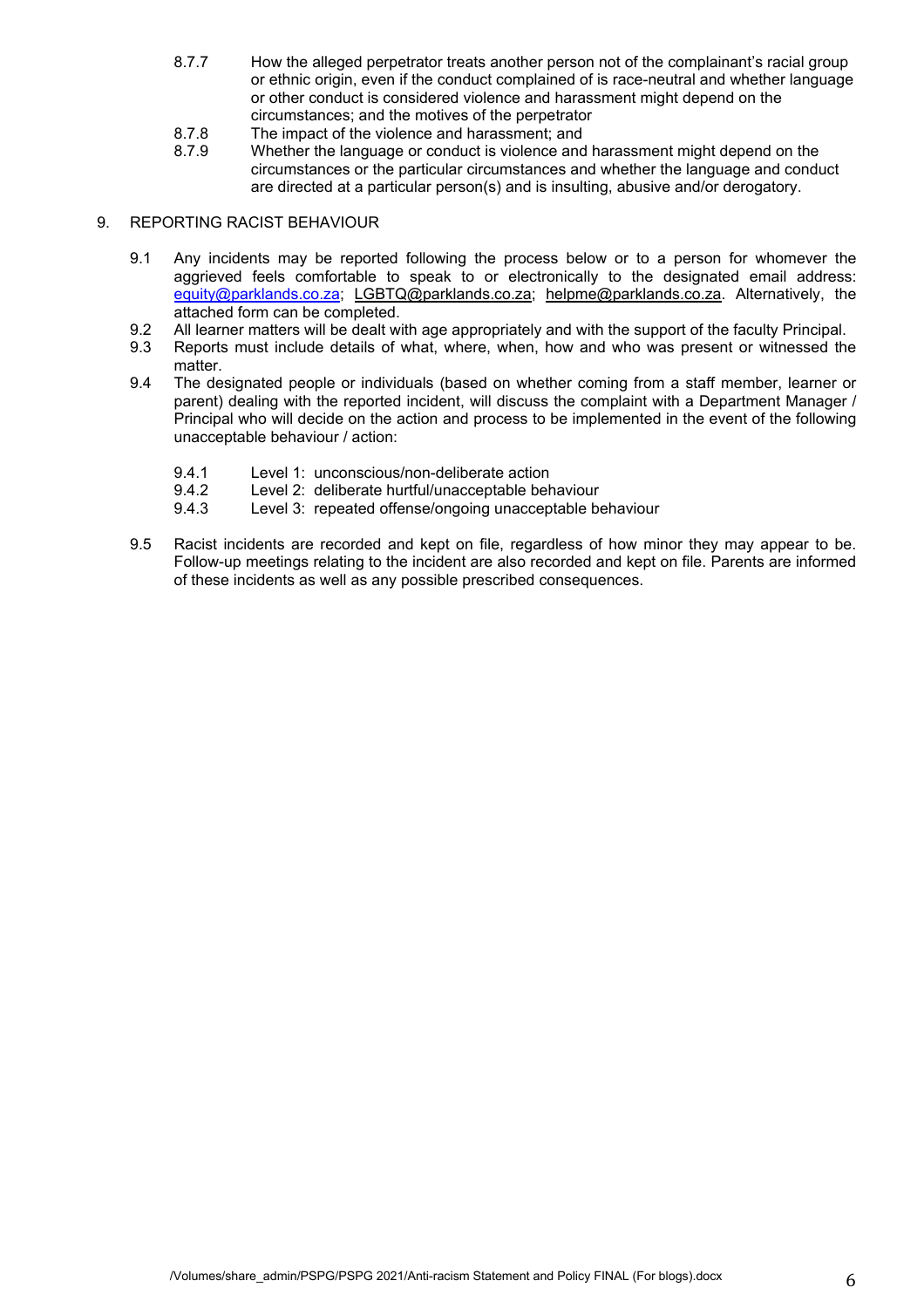8.7.7 How the alleged perpetrator treats another person not of the complainant's racial group or ethnic origin, even if the conduct complained of is race-neutral and whether language or other conduct is considered violence and harassment might depend on the circumstances; and the motives of the perpetrator

8.7.8 The impact of the violence and harassment; and

8.7.9 Whether the language or conduct is violence and harassment might depend on the circumstances or the particular circumstances and whether the language and conduct are directed at a particular person(s) and is insulting, abusive and/or derogatory.

## 9. REPORTING RACIST BEHAVIOUR

9.1 Any incidents may be reported following the process below or to a person for whomever the aggrieved feels comfortable to speak to or electronically to the designated email address: equity@parklands.co.za; LGBTQ@parklands.co.za; helpme@parklands.co.za. Alternatively, the attached form can be completed.

9.2 All learner matters will be dealt with age appropriately and with the support of the faculty Principal.

9.3 Reports must include details of what, where, when, how and who was present or witnessed the matter.

9.4 The designated people or individuals (based on whether coming from a staff member, learner or parent) dealing with the reported incident, will discuss the complaint with a Department Manager / Principal who will decide on the action and process to be implemented in the event of the following unacceptable behaviour / action:

9.4.1 Level 1: unconscious/non-deliberate action

9.4.2 Level 2: deliberate hurtful/unacceptable behaviour

9.4.3 Level 3: repeated offense/ongoing unacceptable behaviour

9.5 Racist incidents are recorded and kept on file, regardless of how minor they may appear to be. Follow-up meetings relating to the incident are also recorded and kept on file. Parents are informed of these incidents as well as any possible prescribed consequences.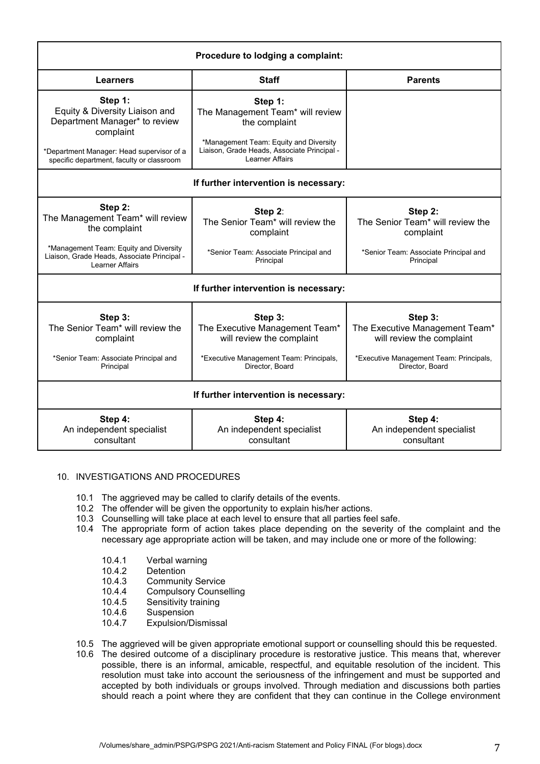| Procedure to lodging a complaint: | | |
|---|---|---|
| **Learners** | **Staff** | **Parents** |
| **Step 1:** Equity & Diversity Liaison and Department Manager* to review complaint<br><br>*Department Manager: Head supervisor of a specific department, faculty or classroom | **Step 1:** The Management Team* will review the complaint<br><br>*Management Team: Equity and Diversity Liaison, Grade Heads, Associate Principal - Learner Affairs | |
| **If further intervention is necessary:** | | |
| **Step 2:** The Management Team* will review the complaint<br><br>*Management Team: Equity and Diversity Liaison, Grade Heads, Associate Principal - Learner Affairs | **Step 2**: The Senior Team* will review the complaint<br><br>*Senior Team: Associate Principal and Principal | **Step 2:** The Senior Team* will review the complaint<br><br>*Senior Team: Associate Principal and Principal |
| **If further intervention is necessary:** | | |
| **Step 3:** The Senior Team* will review the complaint<br><br>*Senior Team: Associate Principal and Principal | **Step 3:** The Executive Management Team* will review the complaint<br><br>*Executive Management Team: Principals, Director, Board | **Step 3:** The Executive Management Team* will review the complaint<br><br>*Executive Management Team: Principals, Director, Board |
| **If further intervention is necessary:** | | |
| **Step 4:** An independent specialist consultant | **Step 4:** An independent specialist consultant | **Step 4:** An independent specialist consultant |

10. INVESTIGATIONS AND PROCEDURES

- 10.1 The aggrieved may be called to clarify details of the events.
- 10.2 The offender will be given the opportunity to explain his/her actions.
- 10.3 Counselling will take place at each level to ensure that all parties feel safe.
- 10.4 The appropriate form of action takes place depending on the severity of the complaint and the necessary age appropriate action will be taken, and may include one or more of the following:
  - 10.4.1 Verbal warning
  - 10.4.2 Detention
  - 10.4.3 Community Service
  - 10.4.4 Compulsory Counselling
  - 10.4.5 Sensitivity training
  - 10.4.6 Suspension
  - 10.4.7 Expulsion/Dismissal
- 10.5 The aggrieved will be given appropriate emotional support or counselling should this be requested.
- 10.6 The desired outcome of a disciplinary procedure is restorative justice. This means that, wherever possible, there is an informal, amicable, respectful, and equitable resolution of the incident. This resolution must take into account the seriousness of the infringement and must be supported and accepted by both individuals or groups involved. Through mediation and discussions both parties should reach a point where they are confident that they can continue in the College environment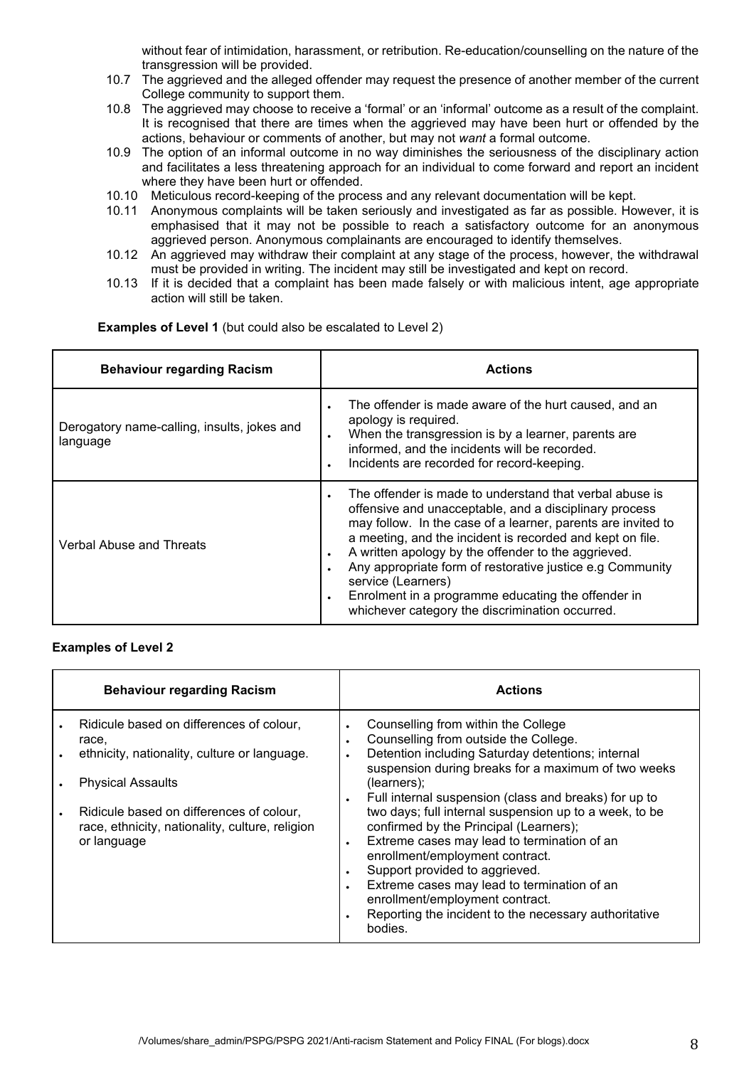without fear of intimidation, harassment, or retribution. Re-education/counselling on the nature of the transgression will be provided.

10.7 The aggrieved and the alleged offender may request the presence of another member of the current College community to support them.

10.8 The aggrieved may choose to receive a 'formal' or an 'informal' outcome as a result of the complaint. It is recognised that there are times when the aggrieved may have been hurt or offended by the actions, behaviour or comments of another, but may not *want* a formal outcome.

10.9 The option of an informal outcome in no way diminishes the seriousness of the disciplinary action and facilitates a less threatening approach for an individual to come forward and report an incident where they have been hurt or offended.

10.10 Meticulous record-keeping of the process and any relevant documentation will be kept.

10.11 Anonymous complaints will be taken seriously and investigated as far as possible. However, it is emphasised that it may not be possible to reach a satisfactory outcome for an anonymous aggrieved person. Anonymous complainants are encouraged to identify themselves.

10.12 An aggrieved may withdraw their complaint at any stage of the process, however, the withdrawal must be provided in writing. The incident may still be investigated and kept on record.

10.13 If it is decided that a complaint has been made falsely or with malicious intent, age appropriate action will still be taken.

**Examples of Level 1** (but could also be escalated to Level 2)

| Behaviour regarding Racism | Actions |
|---|---|
| Derogatory name-calling, insults, jokes and language | • The offender is made aware of the hurt caused, and an apology is required.<br>• When the transgression is by a learner, parents are informed, and the incidents will be recorded.<br>• Incidents are recorded for record-keeping. |
| Verbal Abuse and Threats | • The offender is made to understand that verbal abuse is offensive and unacceptable, and a disciplinary process may follow. In the case of a learner, parents are invited to a meeting, and the incident is recorded and kept on file.<br>• A written apology by the offender to the aggrieved.<br>• Any appropriate form of restorative justice e.g Community service (Learners)<br>• Enrolment in a programme educating the offender in whichever category the discrimination occurred. |

**Examples of Level 2**

| Behaviour regarding Racism | Actions |
|---|---|
| • Ridicule based on differences of colour, race,<br>• ethnicity, nationality, culture or language.<br>• Physical Assaults<br>• Ridicule based on differences of colour, race, ethnicity, nationality, culture, religion or language | • Counselling from within the College<br>• Counselling from outside the College.<br>• Detention including Saturday detentions; internal suspension during breaks for a maximum of two weeks (learners);<br>• Full internal suspension (class and breaks) for up to two days; full internal suspension up to a week, to be confirmed by the Principal (Learners);<br>• Extreme cases may lead to termination of an enrollment/employment contract.<br>• Support provided to aggrieved.<br>• Extreme cases may lead to termination of an enrollment/employment contract.<br>• Reporting the incident to the necessary authoritative bodies. |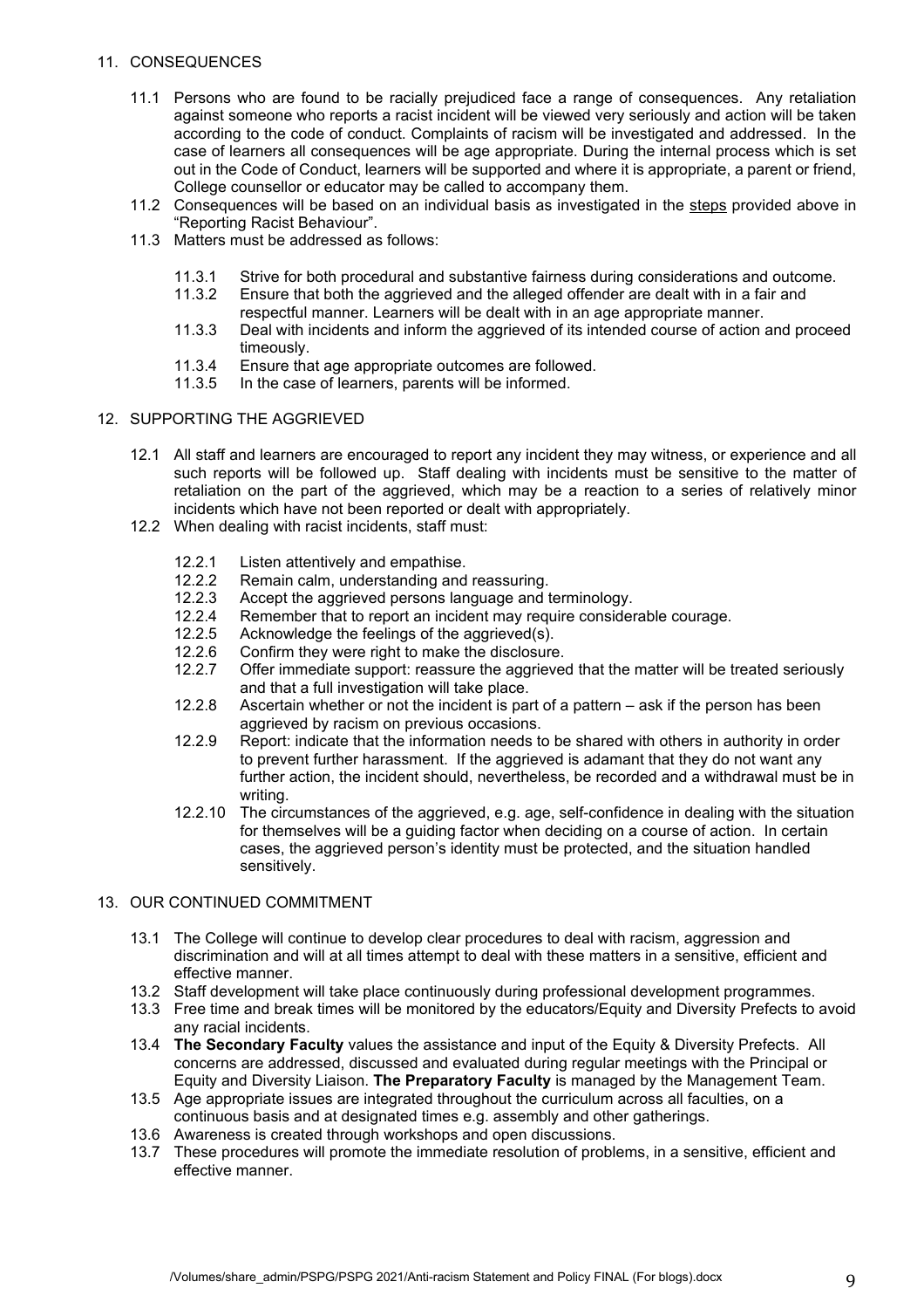## 11. CONSEQUENCES

11.1 Persons who are found to be racially prejudiced face a range of consequences. Any retaliation against someone who reports a racist incident will be viewed very seriously and action will be taken according to the code of conduct. Complaints of racism will be investigated and addressed. In the case of learners all consequences will be age appropriate. During the internal process which is set out in the Code of Conduct, learners will be supported and where it is appropriate, a parent or friend, College counsellor or educator may be called to accompany them.

11.2 Consequences will be based on an individual basis as investigated in the steps provided above in "Reporting Racist Behaviour".

11.3 Matters must be addressed as follows:

- 11.3.1 Strive for both procedural and substantive fairness during considerations and outcome.
- 11.3.2 Ensure that both the aggrieved and the alleged offender are dealt with in a fair and respectful manner. Learners will be dealt with in an age appropriate manner.
- 11.3.3 Deal with incidents and inform the aggrieved of its intended course of action and proceed timeously.
- 11.3.4 Ensure that age appropriate outcomes are followed.
- 11.3.5 In the case of learners, parents will be informed.

## 12. SUPPORTING THE AGGRIEVED

12.1 All staff and learners are encouraged to report any incident they may witness, or experience and all such reports will be followed up. Staff dealing with incidents must be sensitive to the matter of retaliation on the part of the aggrieved, which may be a reaction to a series of relatively minor incidents which have not been reported or dealt with appropriately.

12.2 When dealing with racist incidents, staff must:

- 12.2.1 Listen attentively and empathise.
- 12.2.2 Remain calm, understanding and reassuring.
- 12.2.3 Accept the aggrieved persons language and terminology.
- 12.2.4 Remember that to report an incident may require considerable courage.
- 12.2.5 Acknowledge the feelings of the aggrieved(s).
- 12.2.6 Confirm they were right to make the disclosure.
- 12.2.7 Offer immediate support: reassure the aggrieved that the matter will be treated seriously and that a full investigation will take place.
- 12.2.8 Ascertain whether or not the incident is part of a pattern – ask if the person has been aggrieved by racism on previous occasions.
- 12.2.9 Report: indicate that the information needs to be shared with others in authority in order to prevent further harassment. If the aggrieved is adamant that they do not want any further action, the incident should, nevertheless, be recorded and a withdrawal must be in writing.
- 12.2.10 The circumstances of the aggrieved, e.g. age, self-confidence in dealing with the situation for themselves will be a guiding factor when deciding on a course of action. In certain cases, the aggrieved person's identity must be protected, and the situation handled sensitively.

## 13. OUR CONTINUED COMMITMENT

13.1 The College will continue to develop clear procedures to deal with racism, aggression and discrimination and will at all times attempt to deal with these matters in a sensitive, efficient and effective manner.

13.2 Staff development will take place continuously during professional development programmes.

13.3 Free time and break times will be monitored by the educators/Equity and Diversity Prefects to avoid any racial incidents.

13.4 **The Secondary Faculty** values the assistance and input of the Equity & Diversity Prefects. All concerns are addressed, discussed and evaluated during regular meetings with the Principal or Equity and Diversity Liaison. **The Preparatory Faculty** is managed by the Management Team.

13.5 Age appropriate issues are integrated throughout the curriculum across all faculties, on a continuous basis and at designated times e.g. assembly and other gatherings.

13.6 Awareness is created through workshops and open discussions.

13.7 These procedures will promote the immediate resolution of problems, in a sensitive, efficient and effective manner.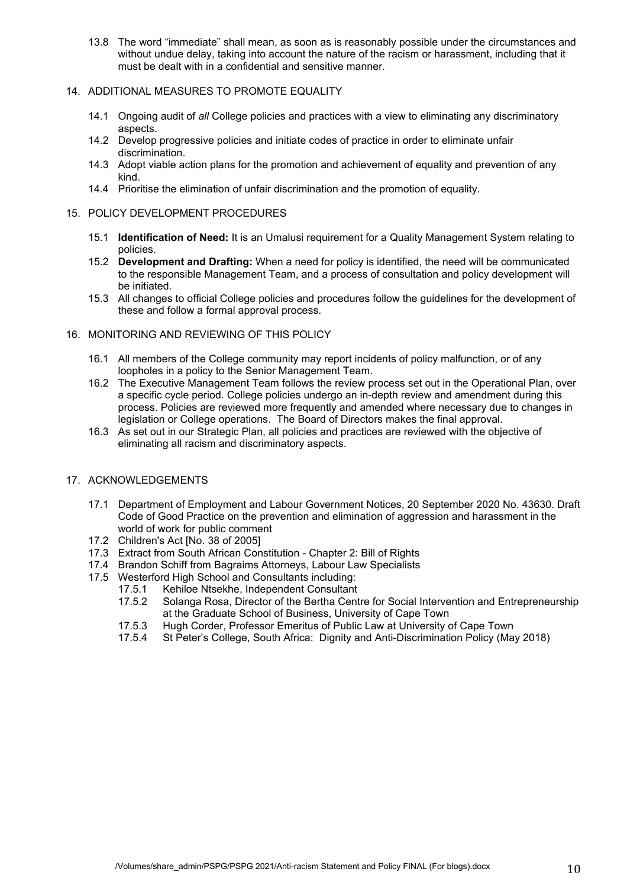13.8 The word "immediate" shall mean, as soon as is reasonably possible under the circumstances and without undue delay, taking into account the nature of the racism or harassment, including that it must be dealt with in a confidential and sensitive manner.

## 14. ADDITIONAL MEASURES TO PROMOTE EQUALITY

14.1 Ongoing audit of *all* College policies and practices with a view to eliminating any discriminatory aspects.

14.2 Develop progressive policies and initiate codes of practice in order to eliminate unfair discrimination.

14.3 Adopt viable action plans for the promotion and achievement of equality and prevention of any kind.

14.4 Prioritise the elimination of unfair discrimination and the promotion of equality.

## 15. POLICY DEVELOPMENT PROCEDURES

15.1 **Identification of Need:** It is an Umalusi requirement for a Quality Management System relating to policies.

15.2 **Development and Drafting:** When a need for policy is identified, the need will be communicated to the responsible Management Team, and a process of consultation and policy development will be initiated.

15.3 All changes to official College policies and procedures follow the guidelines for the development of these and follow a formal approval process.

## 16. MONITORING AND REVIEWING OF THIS POLICY

16.1 All members of the College community may report incidents of policy malfunction, or of any loopholes in a policy to the Senior Management Team.

16.2 The Executive Management Team follows the review process set out in the Operational Plan, over a specific cycle period. College policies undergo an in-depth review and amendment during this process. Policies are reviewed more frequently and amended where necessary due to changes in legislation or College operations. The Board of Directors makes the final approval.

16.3 As set out in our Strategic Plan, all policies and practices are reviewed with the objective of eliminating all racism and discriminatory aspects.

## 17. ACKNOWLEDGEMENTS

17.1 Department of Employment and Labour Government Notices, 20 September 2020 No. 43630. Draft Code of Good Practice on the prevention and elimination of aggression and harassment in the world of work for public comment

17.2 Children's Act [No. 38 of 2005]

17.3 Extract from South African Constitution - Chapter 2: Bill of Rights

17.4 Brandon Schiff from Bagraims Attorneys, Labour Law Specialists

17.5 Westerford High School and Consultants including:

- 17.5.1 Kehiloe Ntsekhe, Independent Consultant
- 17.5.2 Solanga Rosa, Director of the Bertha Centre for Social Intervention and Entrepreneurship at the Graduate School of Business, University of Cape Town
- 17.5.3 Hugh Corder, Professor Emeritus of Public Law at University of Cape Town
- 17.5.4 St Peter's College, South Africa: Dignity and Anti-Discrimination Policy (May 2018)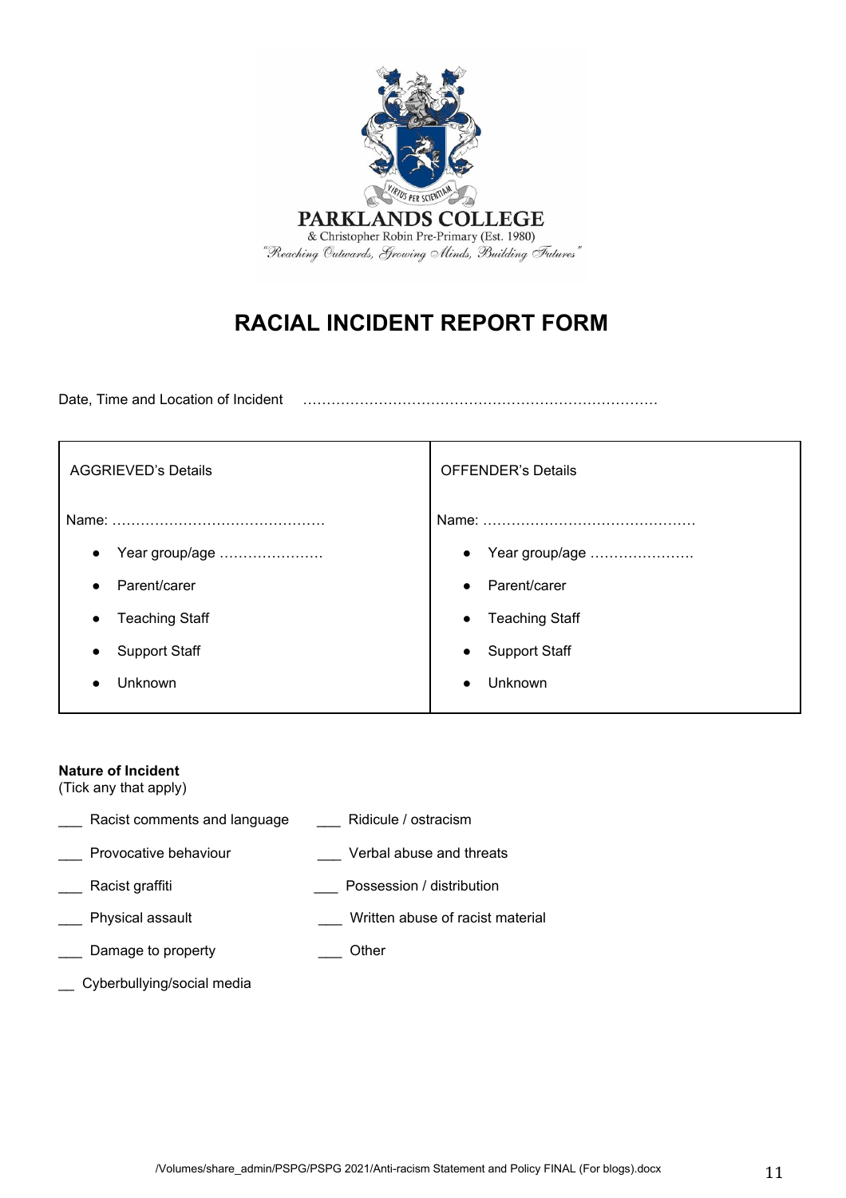PARKLANDS COLLEGE

& Christopher Robin Pre-Primary (Est. 1980)

"Reaching Outwards, Growing Minds, Building Futures"

# RACIAL INCIDENT REPORT FORM

Date, Time and Location of Incident ………………………………………………………………

| AGGRIEVED's Details | OFFENDER's Details |
|---|---|
| Name: ……………………………………… | Name: ……………………………………… |
| • Year group/age …………………<br>• Parent/carer<br>• Teaching Staff<br>• Support Staff<br>• Unknown | • Year group/age …………………<br>• Parent/carer<br>• Teaching Staff<br>• Support Staff<br>• Unknown |

**Nature of Incident**
(Tick any that apply)

___ Racist comments and language

___ Provocative behaviour

___ Racist graffiti

___ Physical assault

___ Damage to property

__ Cyberbullying/social media

___ Ridicule / ostracism

___ Verbal abuse and threats

___ Possession / distribution

___ Written abuse of racist material

___ Other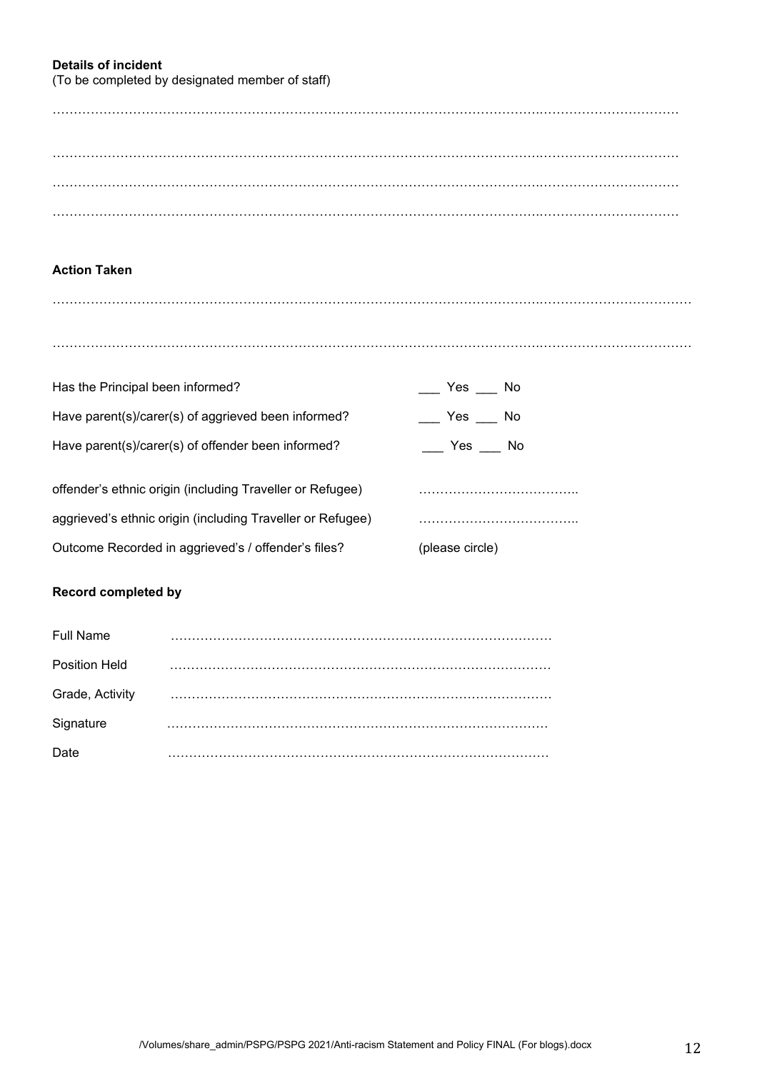**Details of incident**
(To be completed by designated member of staff)

……………………………………………………………………………………………………………………………

……………………………………………………………………………………………………………………………

……………………………………………………………………………………………………………………………

……………………………………………………………………………………………………………………………

**Action Taken**

……………………………………………………………………………………………………………………………

……………………………………………………………………………………………………………………………

| | |
|---|---|
| Has the Principal been informed? | ___ Yes ___ No |
| Have parent(s)/carer(s) of aggrieved been informed? | ___ Yes ___ No |
| Have parent(s)/carer(s) of offender been informed? | ___ Yes ___ No |
| offender's ethnic origin (including Traveller or Refugee) | ……………………………….. |
| aggrieved's ethnic origin (including Traveller or Refugee) | ……………………………….. |
| Outcome Recorded in aggrieved's / offender's files? | (please circle) |

**Record completed by**

| | |
|---|---|
| Full Name | ……………………………………………………………………………… |
| Position Held | ……………………………………………………………………………… |
| Grade, Activity | ……………………………………………………………………………… |
| Signature | ……………………………………………………………………………… |
| Date | ……………………………………………………………………………… |